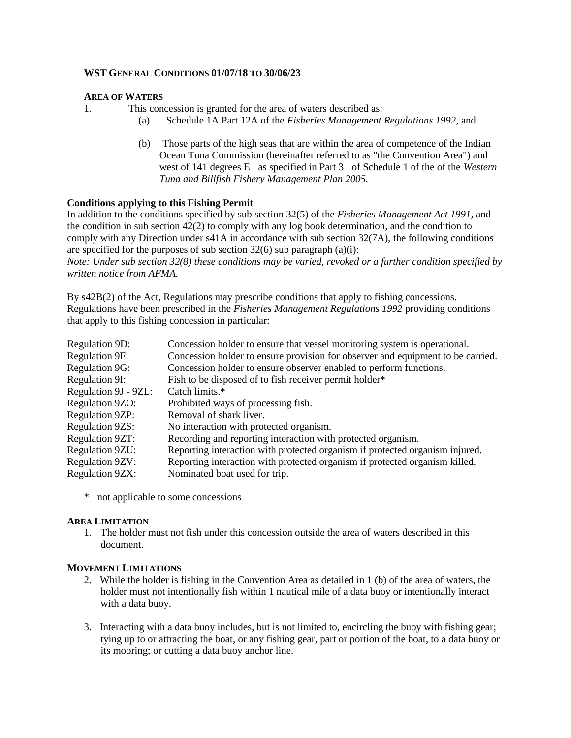**WST GENERAL CONDITIONS 01/07/18 TO 30/06/23**

**AREA OF WATERS**

1. This concession is granted for the area of waters described as:
   (a) Schedule 1A Part 12A of the *Fisheries Management Regulations 1992*, and

   (b) Those parts of the high seas that are within the area of competence of the Indian Ocean Tuna Commission (hereinafter referred to as "the Convention Area") and west of 141 degrees E as specified in Part 3 of Schedule 1 of the of the *Western Tuna and Billfish Fishery Management Plan 2005*.

**Conditions applying to this Fishing Permit**

In addition to the conditions specified by sub section 32(5) of the *Fisheries Management Act 1991,* and the condition in sub section 42(2) to comply with any log book determination, and the condition to comply with any Direction under s41A in accordance with sub section 32(7A), the following conditions are specified for the purposes of sub section 32(6) sub paragraph (a)(i):
*Note: Under sub section 32(8) these conditions may be varied, revoked or a further condition specified by written notice from AFMA.*

By s42B(2) of the Act, Regulations may prescribe conditions that apply to fishing concessions. Regulations have been prescribed in the *Fisheries Management Regulations 1992* providing conditions that apply to this fishing concession in particular:

| | |
|---|---|
| Regulation 9D: | Concession holder to ensure that vessel monitoring system is operational. |
| Regulation 9F: | Concession holder to ensure provision for observer and equipment to be carried. |
| Regulation 9G: | Concession holder to ensure observer enabled to perform functions. |
| Regulation 9I: | Fish to be disposed of to fish receiver permit holder* |
| Regulation 9J - 9ZL: | Catch limits.* |
| Regulation 9ZO: | Prohibited ways of processing fish. |
| Regulation 9ZP: | Removal of shark liver. |
| Regulation 9ZS: | No interaction with protected organism. |
| Regulation 9ZT: | Recording and reporting interaction with protected organism. |
| Regulation 9ZU: | Reporting interaction with protected organism if protected organism injured. |
| Regulation 9ZV: | Reporting interaction with protected organism if protected organism killed. |
| Regulation 9ZX: | Nominated boat used for trip. |

\* not applicable to some concessions

**AREA LIMITATION**

1. The holder must not fish under this concession outside the area of waters described in this document.

**MOVEMENT LIMITATIONS**

2. While the holder is fishing in the Convention Area as detailed in 1 (b) of the area of waters, the holder must not intentionally fish within 1 nautical mile of a data buoy or intentionally interact with a data buoy.

3. Interacting with a data buoy includes, but is not limited to, encircling the buoy with fishing gear; tying up to or attracting the boat, or any fishing gear, part or portion of the boat, to a data buoy or its mooring; or cutting a data buoy anchor line.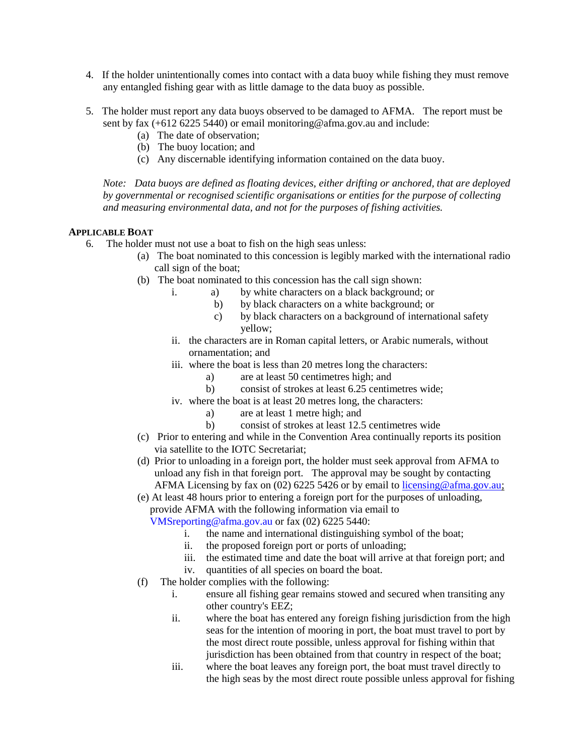4. If the holder unintentionally comes into contact with a data buoy while fishing they must remove any entangled fishing gear with as little damage to the data buoy as possible.

5. The holder must report any data buoys observed to be damaged to AFMA. The report must be sent by fax (+612 6225 5440) or email monitoring@afma.gov.au and include:
   - (a) The date of observation;
   - (b) The buoy location; and
   - (c) Any discernable identifying information contained on the data buoy.

   *Note: Data buoys are defined as floating devices, either drifting or anchored, that are deployed by governmental or recognised scientific organisations or entities for the purpose of collecting and measuring environmental data, and not for the purposes of fishing activities.*

### Applicable Boat

6. The holder must not use a boat to fish on the high seas unless:
   - (a) The boat nominated to this concession is legibly marked with the international radio call sign of the boat;
   - (b) The boat nominated to this concession has the call sign shown:
     - i.
       - a) by white characters on a black background; or
       - b) by black characters on a white background; or
       - c) by black characters on a background of international safety yellow;
     - ii. the characters are in Roman capital letters, or Arabic numerals, without ornamentation; and
     - iii. where the boat is less than 20 metres long the characters:
       - a) are at least 50 centimetres high; and
       - b) consist of strokes at least 6.25 centimetres wide;
     - iv. where the boat is at least 20 metres long, the characters:
       - a) are at least 1 metre high; and
       - b) consist of strokes at least 12.5 centimetres wide
   - (c) Prior to entering and while in the Convention Area continually reports its position via satellite to the IOTC Secretariat;
   - (d) Prior to unloading in a foreign port, the holder must seek approval from AFMA to unload any fish in that foreign port. The approval may be sought by contacting AFMA Licensing by fax on (02) 6225 5426 or by email to licensing@afma.gov.au;
   - (e) At least 48 hours prior to entering a foreign port for the purposes of unloading, provide AFMA with the following information via email to VMSreporting@afma.gov.au or fax (02) 6225 5440:
     - i. the name and international distinguishing symbol of the boat;
     - ii. the proposed foreign port or ports of unloading;
     - iii. the estimated time and date the boat will arrive at that foreign port; and
     - iv. quantities of all species on board the boat.
   - (f) The holder complies with the following:
     - i. ensure all fishing gear remains stowed and secured when transiting any other country's EEZ;
     - ii. where the boat has entered any foreign fishing jurisdiction from the high seas for the intention of mooring in port, the boat must travel to port by the most direct route possible, unless approval for fishing within that jurisdiction has been obtained from that country in respect of the boat;
     - iii. where the boat leaves any foreign port, the boat must travel directly to the high seas by the most direct route possible unless approval for fishing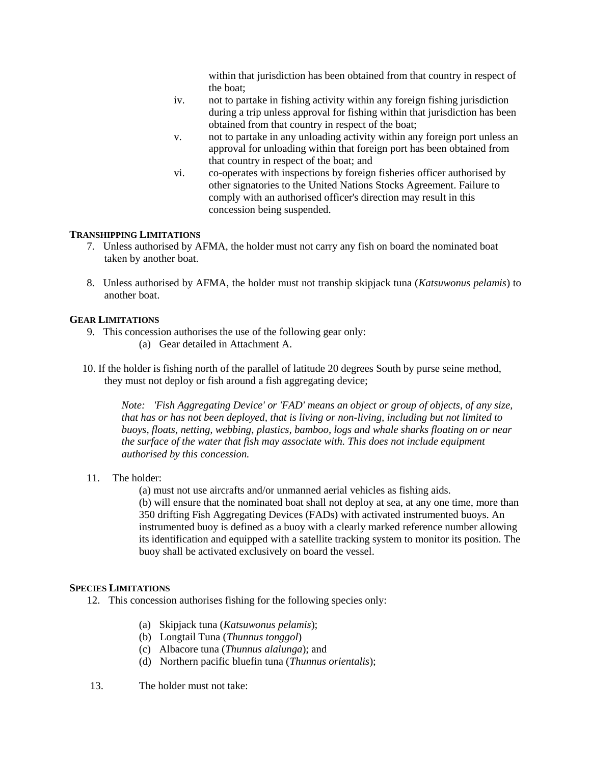within that jurisdiction has been obtained from that country in respect of the boat;

iv. not to partake in fishing activity within any foreign fishing jurisdiction during a trip unless approval for fishing within that jurisdiction has been obtained from that country in respect of the boat;

v. not to partake in any unloading activity within any foreign port unless an approval for unloading within that foreign port has been obtained from that country in respect of the boat; and

vi. co-operates with inspections by foreign fisheries officer authorised by other signatories to the United Nations Stocks Agreement. Failure to comply with an authorised officer's direction may result in this concession being suspended.

**TRANSHIPPING LIMITATIONS**

7. Unless authorised by AFMA, the holder must not carry any fish on board the nominated boat taken by another boat.

8. Unless authorised by AFMA, the holder must not tranship skipjack tuna (*Katsuwonus pelamis*) to another boat.

**GEAR LIMITATIONS**

9. This concession authorises the use of the following gear only:
   (a) Gear detailed in Attachment A.

10. If the holder is fishing north of the parallel of latitude 20 degrees South by purse seine method, they must not deploy or fish around a fish aggregating device;

    *Note: 'Fish Aggregating Device' or 'FAD' means an object or group of objects, of any size, that has or has not been deployed, that is living or non-living, including but not limited to buoys, floats, netting, webbing, plastics, bamboo, logs and whale sharks floating on or near the surface of the water that fish may associate with. This does not include equipment authorised by this concession.*

11. The holder:
    (a) must not use aircrafts and/or unmanned aerial vehicles as fishing aids.
    (b) will ensure that the nominated boat shall not deploy at sea, at any one time, more than 350 drifting Fish Aggregating Devices (FADs) with activated instrumented buoys. An instrumented buoy is defined as a buoy with a clearly marked reference number allowing its identification and equipped with a satellite tracking system to monitor its position. The buoy shall be activated exclusively on board the vessel.

**SPECIES LIMITATIONS**

12. This concession authorises fishing for the following species only:

    (a) Skipjack tuna (*Katsuwonus pelamis*);
    (b) Longtail Tuna (*Thunnus tonggol*)
    (c) Albacore tuna (*Thunnus alalunga*); and
    (d) Northern pacific bluefin tuna (*Thunnus orientalis*);

13. The holder must not take: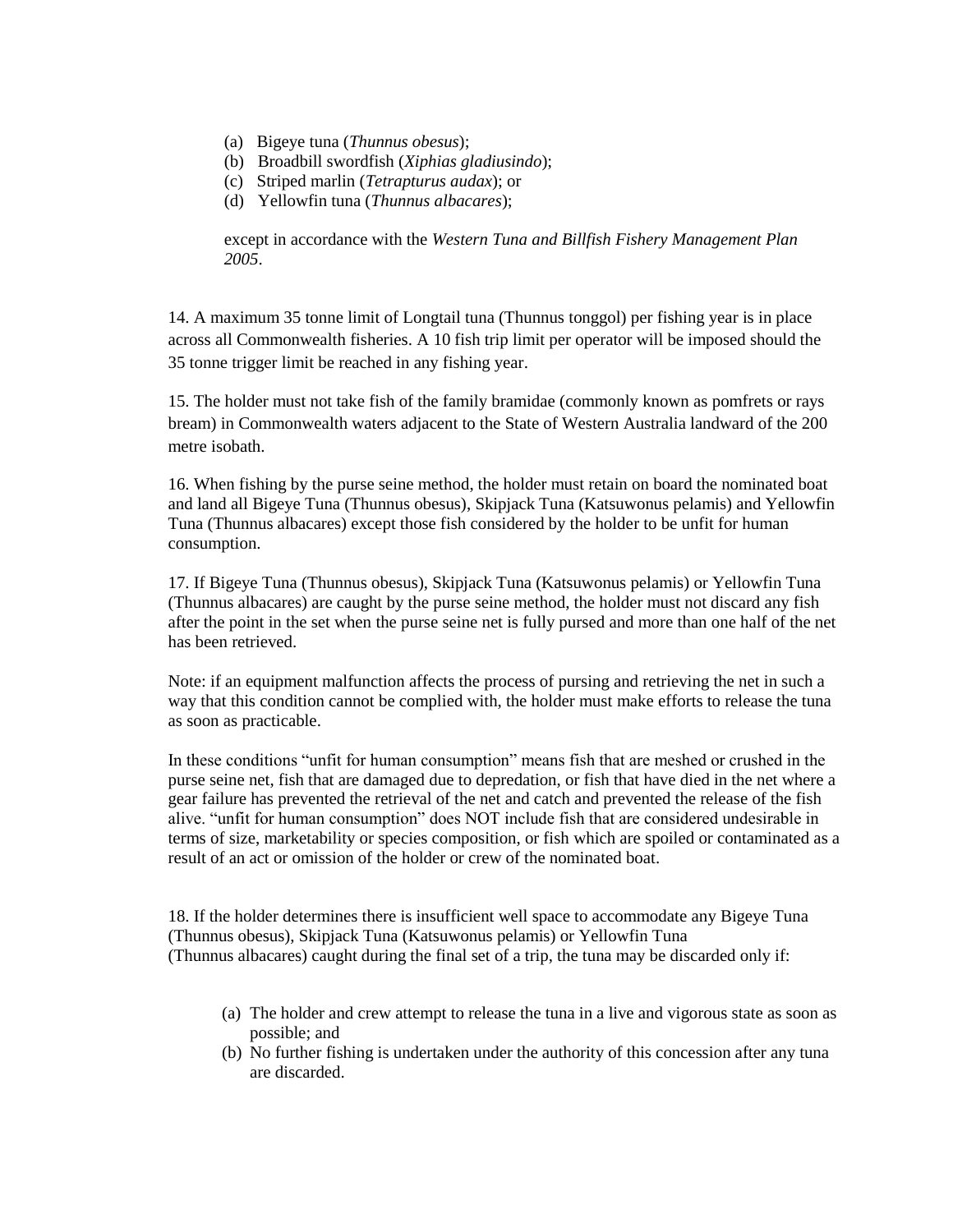(a) Bigeye tuna (*Thunnus obesus*);
(b) Broadbill swordfish (*Xiphias gladiusindo*);
(c) Striped marlin (*Tetrapturus audax*); or
(d) Yellowfin tuna (*Thunnus albacares*);

except in accordance with the *Western Tuna and Billfish Fishery Management Plan 2005*.

14. A maximum 35 tonne limit of Longtail tuna (Thunnus tonggol) per fishing year is in place across all Commonwealth fisheries. A 10 fish trip limit per operator will be imposed should the 35 tonne trigger limit be reached in any fishing year.

15. The holder must not take fish of the family bramidae (commonly known as pomfrets or rays bream) in Commonwealth waters adjacent to the State of Western Australia landward of the 200 metre isobath.

16. When fishing by the purse seine method, the holder must retain on board the nominated boat and land all Bigeye Tuna (Thunnus obesus), Skipjack Tuna (Katsuwonus pelamis) and Yellowfin Tuna (Thunnus albacares) except those fish considered by the holder to be unfit for human consumption.

17. If Bigeye Tuna (Thunnus obesus), Skipjack Tuna (Katsuwonus pelamis) or Yellowfin Tuna (Thunnus albacares) are caught by the purse seine method, the holder must not discard any fish after the point in the set when the purse seine net is fully pursed and more than one half of the net has been retrieved.

Note: if an equipment malfunction affects the process of pursing and retrieving the net in such a way that this condition cannot be complied with, the holder must make efforts to release the tuna as soon as practicable.

In these conditions "unfit for human consumption" means fish that are meshed or crushed in the purse seine net, fish that are damaged due to depredation, or fish that have died in the net where a gear failure has prevented the retrieval of the net and catch and prevented the release of the fish alive. "unfit for human consumption" does NOT include fish that are considered undesirable in terms of size, marketability or species composition, or fish which are spoiled or contaminated as a result of an act or omission of the holder or crew of the nominated boat.

18. If the holder determines there is insufficient well space to accommodate any Bigeye Tuna (Thunnus obesus), Skipjack Tuna (Katsuwonus pelamis) or Yellowfin Tuna (Thunnus albacares) caught during the final set of a trip, the tuna may be discarded only if:

(a) The holder and crew attempt to release the tuna in a live and vigorous state as soon as possible; and
(b) No further fishing is undertaken under the authority of this concession after any tuna are discarded.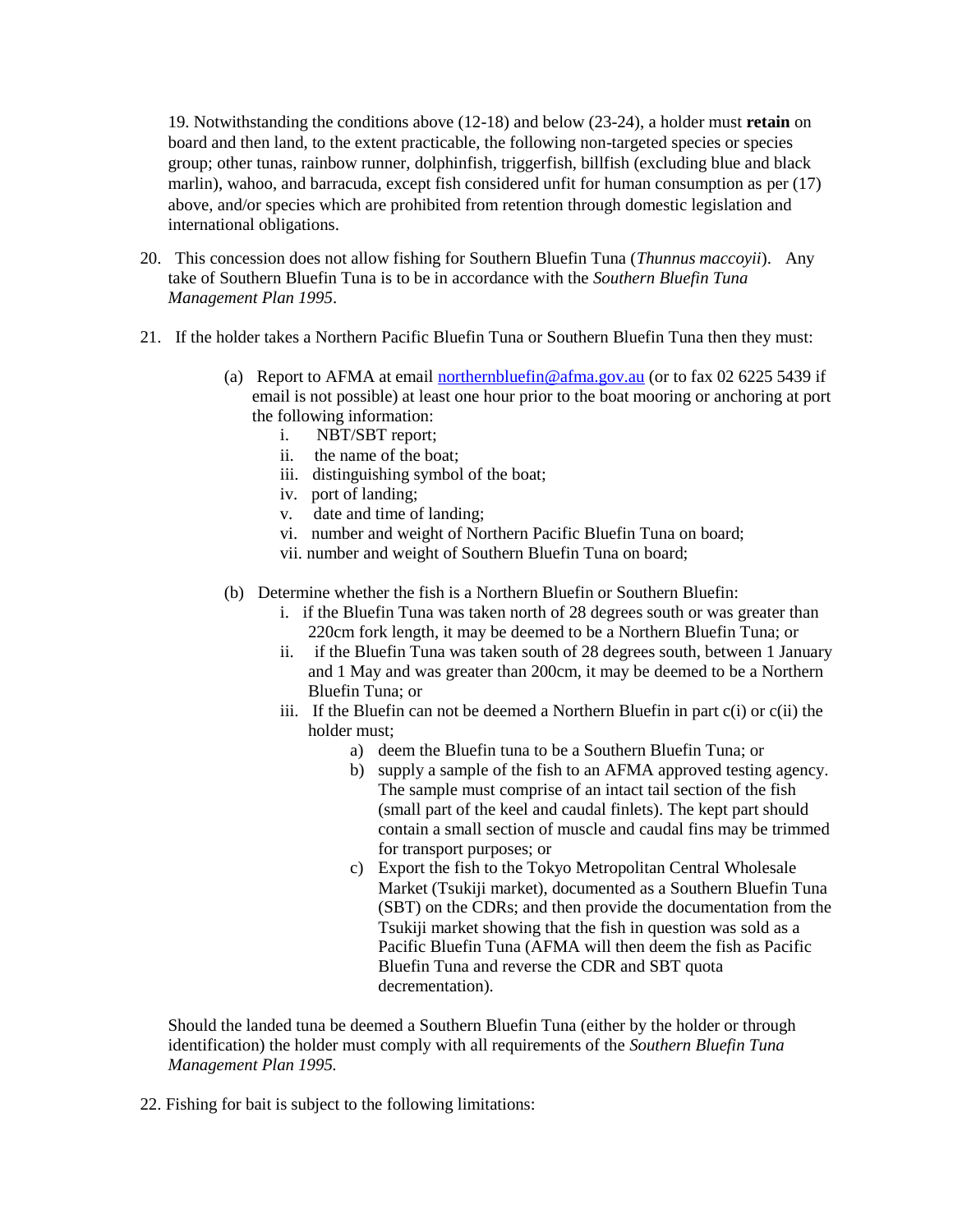19. Notwithstanding the conditions above (12-18) and below (23-24), a holder must **retain** on board and then land, to the extent practicable, the following non-targeted species or species group; other tunas, rainbow runner, dolphinfish, triggerfish, billfish (excluding blue and black marlin), wahoo, and barracuda, except fish considered unfit for human consumption as per (17) above, and/or species which are prohibited from retention through domestic legislation and international obligations.

20. This concession does not allow fishing for Southern Bluefin Tuna (*Thunnus maccoyii*). Any take of Southern Bluefin Tuna is to be in accordance with the *Southern Bluefin Tuna Management Plan 1995*.

21. If the holder takes a Northern Pacific Bluefin Tuna or Southern Bluefin Tuna then they must:

    (a) Report to AFMA at email northernbluefin@afma.gov.au (or to fax 02 6225 5439 if email is not possible) at least one hour prior to the boat mooring or anchoring at port the following information:
    
    i. NBT/SBT report;
    ii. the name of the boat;
    iii. distinguishing symbol of the boat;
    iv. port of landing;
    v. date and time of landing;
    vi. number and weight of Northern Pacific Bluefin Tuna on board;
    vii. number and weight of Southern Bluefin Tuna on board;

    (b) Determine whether the fish is a Northern Bluefin or Southern Bluefin:
    
    i. if the Bluefin Tuna was taken north of 28 degrees south or was greater than 220cm fork length, it may be deemed to be a Northern Bluefin Tuna; or
    ii. if the Bluefin Tuna was taken south of 28 degrees south, between 1 January and 1 May and was greater than 200cm, it may be deemed to be a Northern Bluefin Tuna; or
    iii. If the Bluefin can not be deemed a Northern Bluefin in part c(i) or c(ii) the holder must;
        a) deem the Bluefin tuna to be a Southern Bluefin Tuna; or
        b) supply a sample of the fish to an AFMA approved testing agency. The sample must comprise of an intact tail section of the fish (small part of the keel and caudal finlets). The kept part should contain a small section of muscle and caudal fins may be trimmed for transport purposes; or
        c) Export the fish to the Tokyo Metropolitan Central Wholesale Market (Tsukiji market), documented as a Southern Bluefin Tuna (SBT) on the CDRs; and then provide the documentation from the Tsukiji market showing that the fish in question was sold as a Pacific Bluefin Tuna (AFMA will then deem the fish as Pacific Bluefin Tuna and reverse the CDR and SBT quota decrementation).

    Should the landed tuna be deemed a Southern Bluefin Tuna (either by the holder or through identification) the holder must comply with all requirements of the *Southern Bluefin Tuna Management Plan 1995.*

22. Fishing for bait is subject to the following limitations: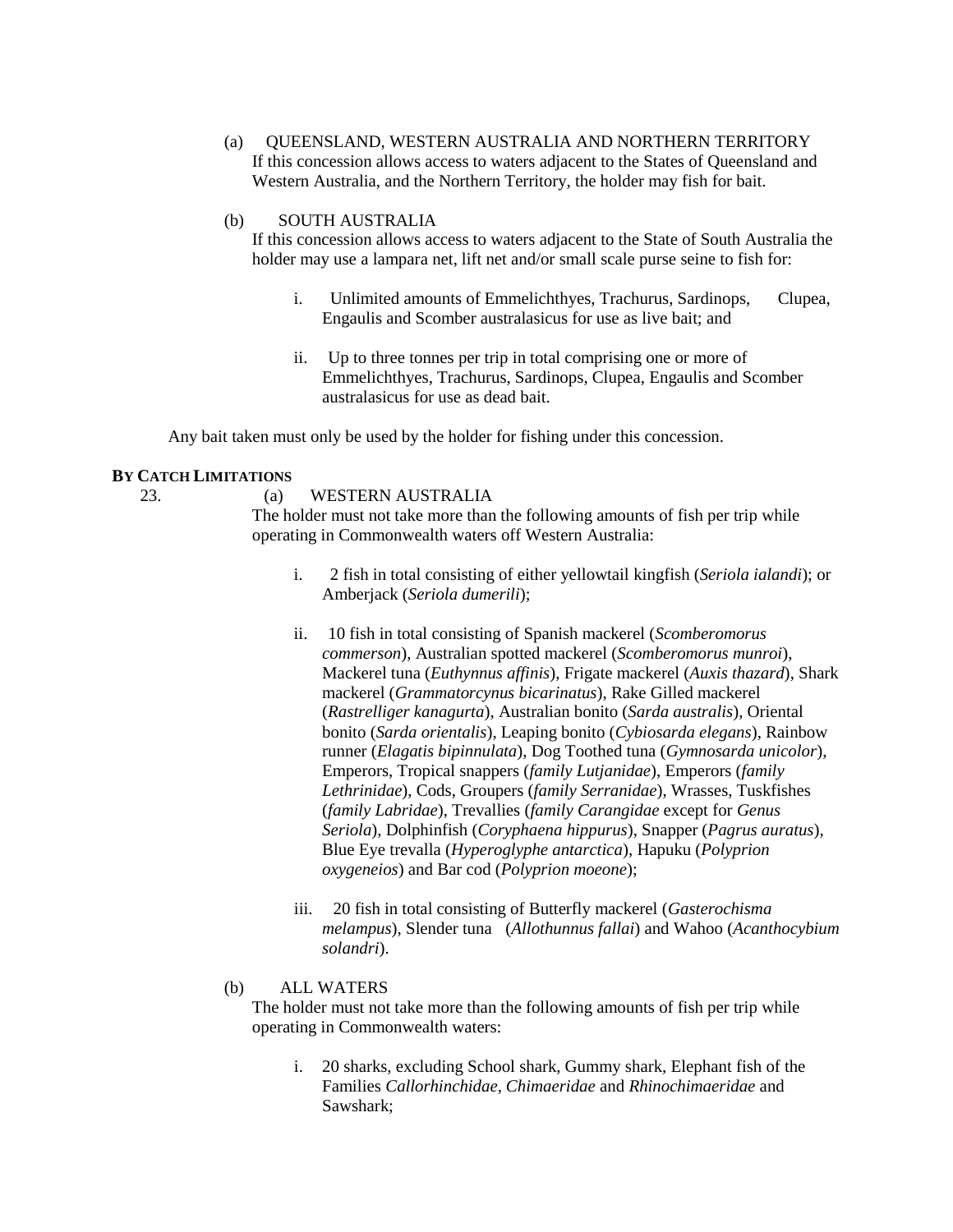(a) QUEENSLAND, WESTERN AUSTRALIA AND NORTHERN TERRITORY
If this concession allows access to waters adjacent to the States of Queensland and Western Australia, and the Northern Territory, the holder may fish for bait.

(b) SOUTH AUSTRALIA
If this concession allows access to waters adjacent to the State of South Australia the holder may use a lampara net, lift net and/or small scale purse seine to fish for:

i. Unlimited amounts of Emmelichthyes, Trachurus, Sardinops, Clupea, Engaulis and Scomber australasicus for use as live bait; and

ii. Up to three tonnes per trip in total comprising one or more of Emmelichthyes, Trachurus, Sardinops, Clupea, Engaulis and Scomber australasicus for use as dead bait.

Any bait taken must only be used by the holder for fishing under this concession.

**BY CATCH LIMITATIONS**

23. (a) WESTERN AUSTRALIA
The holder must not take more than the following amounts of fish per trip while operating in Commonwealth waters off Western Australia:

i. 2 fish in total consisting of either yellowtail kingfish (*Seriola ialandi*); or Amberjack (*Seriola dumerili*);

ii. 10 fish in total consisting of Spanish mackerel (*Scomberomorus commerson*), Australian spotted mackerel (*Scomberomorus munroi*), Mackerel tuna (*Euthynnus affinis*), Frigate mackerel (*Auxis thazard*), Shark mackerel (*Grammatorcynus bicarinatus*), Rake Gilled mackerel (*Rastrelliger kanagurta*), Australian bonito (*Sarda australis*), Oriental bonito (*Sarda orientalis*), Leaping bonito (*Cybiosarda elegans*), Rainbow runner (*Elagatis bipinnulata*), Dog Toothed tuna (*Gymnosarda unicolor*), Emperors, Tropical snappers (*family Lutjanidae*), Emperors (*family Lethrinidae*), Cods, Groupers (*family Serranidae*), Wrasses, Tuskfishes (*family Labridae*), Trevallies (*family Carangidae* except for *Genus Seriola*), Dolphinfish (*Coryphaena hippurus*), Snapper (*Pagrus auratus*), Blue Eye trevalla (*Hyperoglyphe antarctica*), Hapuku (*Polyprion oxygeneios*) and Bar cod (*Polyprion moeone*);

iii. 20 fish in total consisting of Butterfly mackerel (*Gasterochisma melampus*), Slender tuna (*Allothunnus fallai*) and Wahoo (*Acanthocybium solandri*).

(b) ALL WATERS
The holder must not take more than the following amounts of fish per trip while operating in Commonwealth waters:

i. 20 sharks, excluding School shark, Gummy shark, Elephant fish of the Families *Callorhinchidae*, *Chimaeridae* and *Rhinochimaeridae* and Sawshark;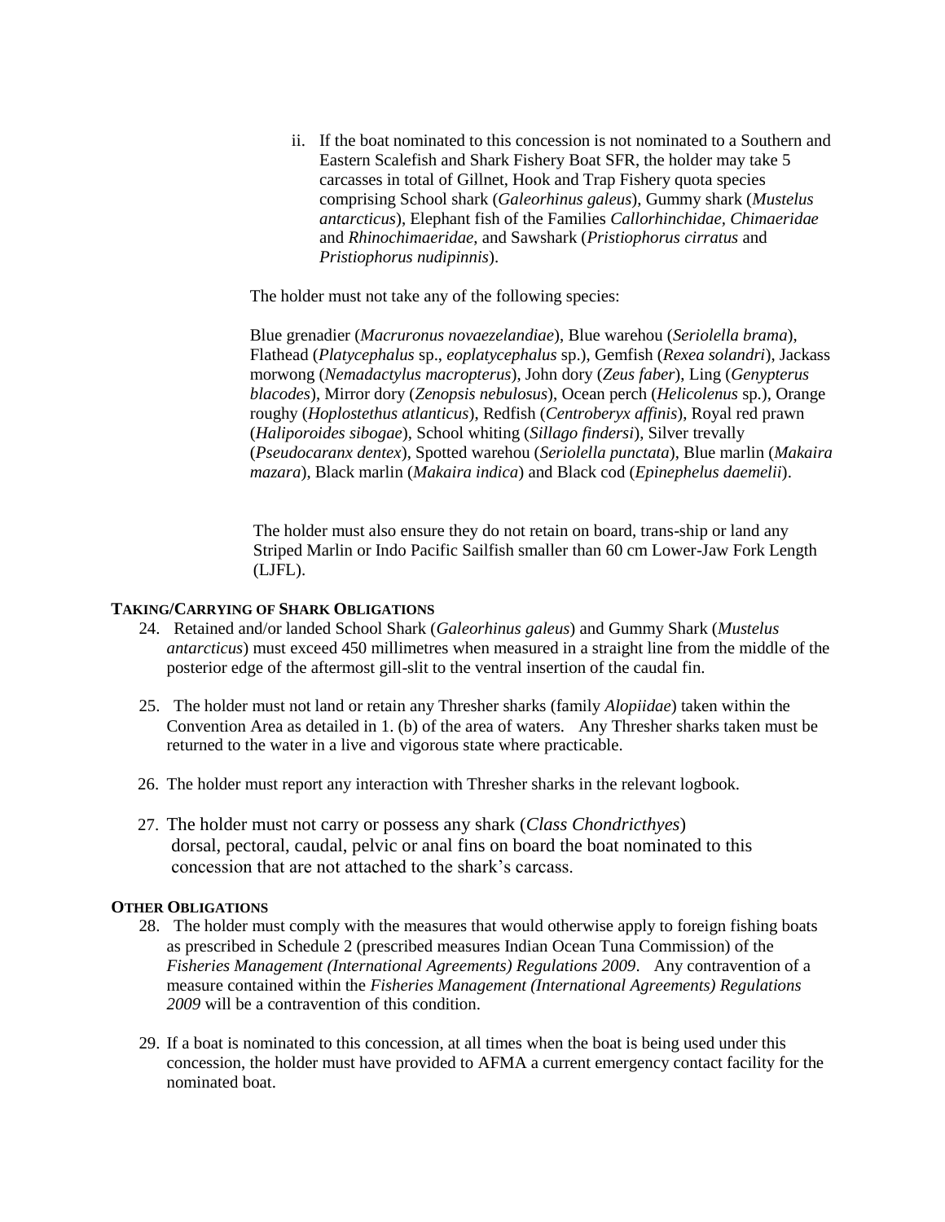ii. If the boat nominated to this concession is not nominated to a Southern and Eastern Scalefish and Shark Fishery Boat SFR, the holder may take 5 carcasses in total of Gillnet, Hook and Trap Fishery quota species comprising School shark (*Galeorhinus galeus*), Gummy shark (*Mustelus antarcticus*), Elephant fish of the Families *Callorhinchidae, Chimaeridae* and *Rhinochimaeridae,* and Sawshark (*Pristiophorus cirratus* and *Pristiophorus nudipinnis*).

The holder must not take any of the following species:

Blue grenadier (*Macruronus novaezelandiae*), Blue warehou (*Seriolella brama*), Flathead (*Platycephalus* sp., *eoplatycephalus* sp.), Gemfish (*Rexea solandri*), Jackass morwong (*Nemadactylus macropterus*), John dory (*Zeus faber*), Ling (*Genypterus blacodes*), Mirror dory (*Zenopsis nebulosus*), Ocean perch (*Helicolenus* sp.), Orange roughy (*Hoplostethus atlanticus*), Redfish (*Centroberyx affinis*), Royal red prawn (*Haliporoides sibogae*), School whiting (*Sillago findersi*), Silver trevally (*Pseudocaranx dentex*), Spotted warehou (*Seriolella punctata*), Blue marlin (*Makaira mazara*), Black marlin (*Makaira indica*) and Black cod (*Epinephelus daemelii*).

The holder must also ensure they do not retain on board, trans-ship or land any Striped Marlin or Indo Pacific Sailfish smaller than 60 cm Lower-Jaw Fork Length (LJFL).

**TAKING/CARRYING OF SHARK OBLIGATIONS**

24. Retained and/or landed School Shark (*Galeorhinus galeus*) and Gummy Shark (*Mustelus antarcticus*) must exceed 450 millimetres when measured in a straight line from the middle of the posterior edge of the aftermost gill-slit to the ventral insertion of the caudal fin.

25. The holder must not land or retain any Thresher sharks (family *Alopiidae*) taken within the Convention Area as detailed in 1. (b) of the area of waters. Any Thresher sharks taken must be returned to the water in a live and vigorous state where practicable.

26. The holder must report any interaction with Thresher sharks in the relevant logbook.

27. The holder must not carry or possess any shark (*Class Chondricthyes*) dorsal, pectoral, caudal, pelvic or anal fins on board the boat nominated to this concession that are not attached to the shark's carcass.

**OTHER OBLIGATIONS**

28. The holder must comply with the measures that would otherwise apply to foreign fishing boats as prescribed in Schedule 2 (prescribed measures Indian Ocean Tuna Commission) of the *Fisheries Management (International Agreements) Regulations 2009*. Any contravention of a measure contained within the *Fisheries Management (International Agreements) Regulations 2009* will be a contravention of this condition.

29. If a boat is nominated to this concession, at all times when the boat is being used under this concession, the holder must have provided to AFMA a current emergency contact facility for the nominated boat.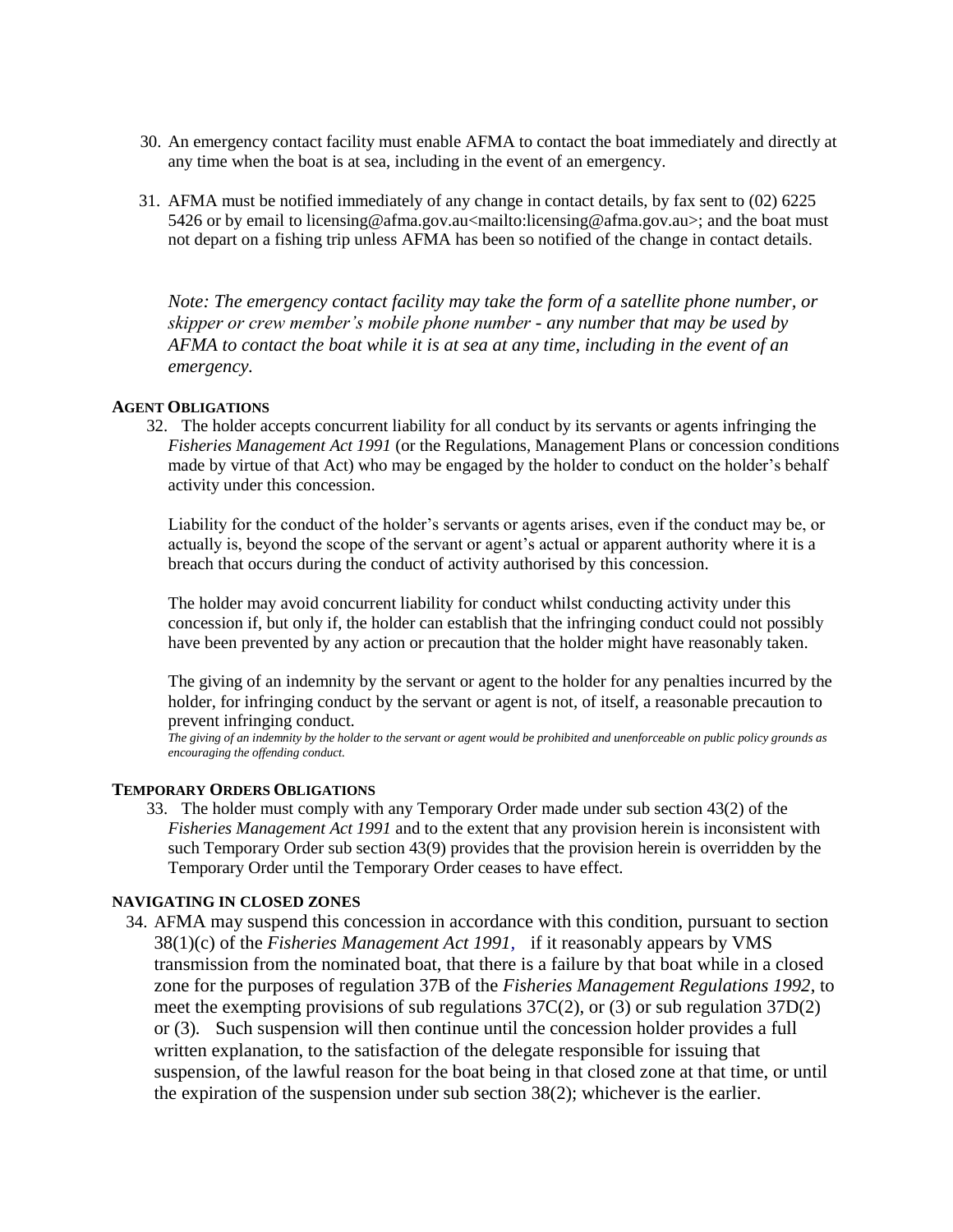30. An emergency contact facility must enable AFMA to contact the boat immediately and directly at any time when the boat is at sea, including in the event of an emergency.

31. AFMA must be notified immediately of any change in contact details, by fax sent to (02) 6225 5426 or by email to licensing@afma.gov.au<mailto:licensing@afma.gov.au>; and the boat must not depart on a fishing trip unless AFMA has been so notified of the change in contact details.

*Note: The emergency contact facility may take the form of a satellite phone number, or skipper or crew member's mobile phone number - any number that may be used by AFMA to contact the boat while it is at sea at any time, including in the event of an emergency.*

#### AGENT OBLIGATIONS

32. The holder accepts concurrent liability for all conduct by its servants or agents infringing the *Fisheries Management Act 1991* (or the Regulations, Management Plans or concession conditions made by virtue of that Act) who may be engaged by the holder to conduct on the holder's behalf activity under this concession.

    Liability for the conduct of the holder's servants or agents arises, even if the conduct may be, or actually is, beyond the scope of the servant or agent's actual or apparent authority where it is a breach that occurs during the conduct of activity authorised by this concession.

    The holder may avoid concurrent liability for conduct whilst conducting activity under this concession if, but only if, the holder can establish that the infringing conduct could not possibly have been prevented by any action or precaution that the holder might have reasonably taken.

    The giving of an indemnity by the servant or agent to the holder for any penalties incurred by the holder, for infringing conduct by the servant or agent is not, of itself, a reasonable precaution to prevent infringing conduct.
    *The giving of an indemnity by the holder to the servant or agent would be prohibited and unenforceable on public policy grounds as encouraging the offending conduct.*

#### TEMPORARY ORDERS OBLIGATIONS

33. The holder must comply with any Temporary Order made under sub section 43(2) of the *Fisheries Management Act 1991* and to the extent that any provision herein is inconsistent with such Temporary Order sub section 43(9) provides that the provision herein is overridden by the Temporary Order until the Temporary Order ceases to have effect.

#### NAVIGATING IN CLOSED ZONES

34. AFMA may suspend this concession in accordance with this condition, pursuant to section 38(1)(c) of the *Fisheries Management Act 1991*, if it reasonably appears by VMS transmission from the nominated boat, that there is a failure by that boat while in a closed zone for the purposes of regulation 37B of the *Fisheries Management Regulations 1992*, to meet the exempting provisions of sub regulations 37C(2), or (3) or sub regulation 37D(2) or (3). Such suspension will then continue until the concession holder provides a full written explanation, to the satisfaction of the delegate responsible for issuing that suspension, of the lawful reason for the boat being in that closed zone at that time, or until the expiration of the suspension under sub section 38(2); whichever is the earlier.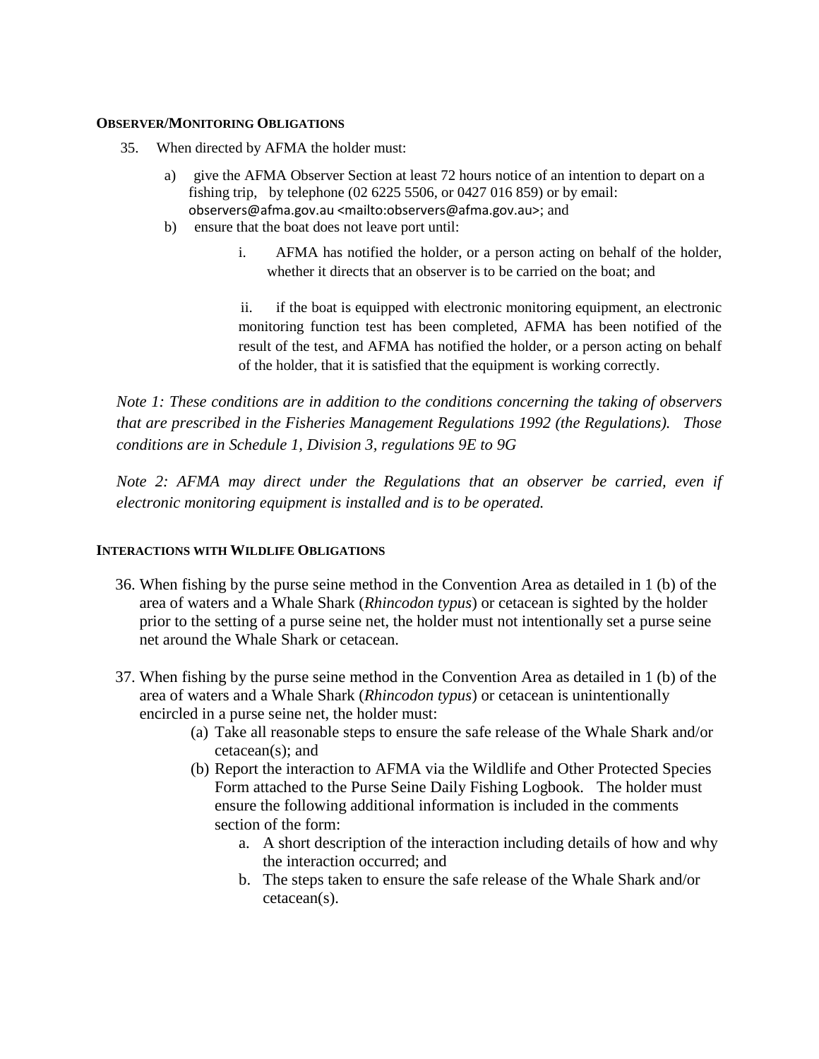**OBSERVER/MONITORING OBLIGATIONS**

35. When directed by AFMA the holder must:

   a) give the AFMA Observer Section at least 72 hours notice of an intention to depart on a fishing trip, by telephone (02 6225 5506, or 0427 016 859) or by email: observers@afma.gov.au <mailto:observers@afma.gov.au>; and

   b) ensure that the boat does not leave port until:

      i. AFMA has notified the holder, or a person acting on behalf of the holder, whether it directs that an observer is to be carried on the boat; and

      ii. if the boat is equipped with electronic monitoring equipment, an electronic monitoring function test has been completed, AFMA has been notified of the result of the test, and AFMA has notified the holder, or a person acting on behalf of the holder, that it is satisfied that the equipment is working correctly.

*Note 1: These conditions are in addition to the conditions concerning the taking of observers that are prescribed in the Fisheries Management Regulations 1992 (the Regulations). Those conditions are in Schedule 1, Division 3, regulations 9E to 9G*

*Note 2: AFMA may direct under the Regulations that an observer be carried, even if electronic monitoring equipment is installed and is to be operated.*

**INTERACTIONS WITH WILDLIFE OBLIGATIONS**

36. When fishing by the purse seine method in the Convention Area as detailed in 1 (b) of the area of waters and a Whale Shark (*Rhincodon typus*) or cetacean is sighted by the holder prior to the setting of a purse seine net, the holder must not intentionally set a purse seine net around the Whale Shark or cetacean.

37. When fishing by the purse seine method in the Convention Area as detailed in 1 (b) of the area of waters and a Whale Shark (*Rhincodon typus*) or cetacean is unintentionally encircled in a purse seine net, the holder must:

   (a) Take all reasonable steps to ensure the safe release of the Whale Shark and/or cetacean(s); and

   (b) Report the interaction to AFMA via the Wildlife and Other Protected Species Form attached to the Purse Seine Daily Fishing Logbook. The holder must ensure the following additional information is included in the comments section of the form:

      a. A short description of the interaction including details of how and why the interaction occurred; and

      b. The steps taken to ensure the safe release of the Whale Shark and/or cetacean(s).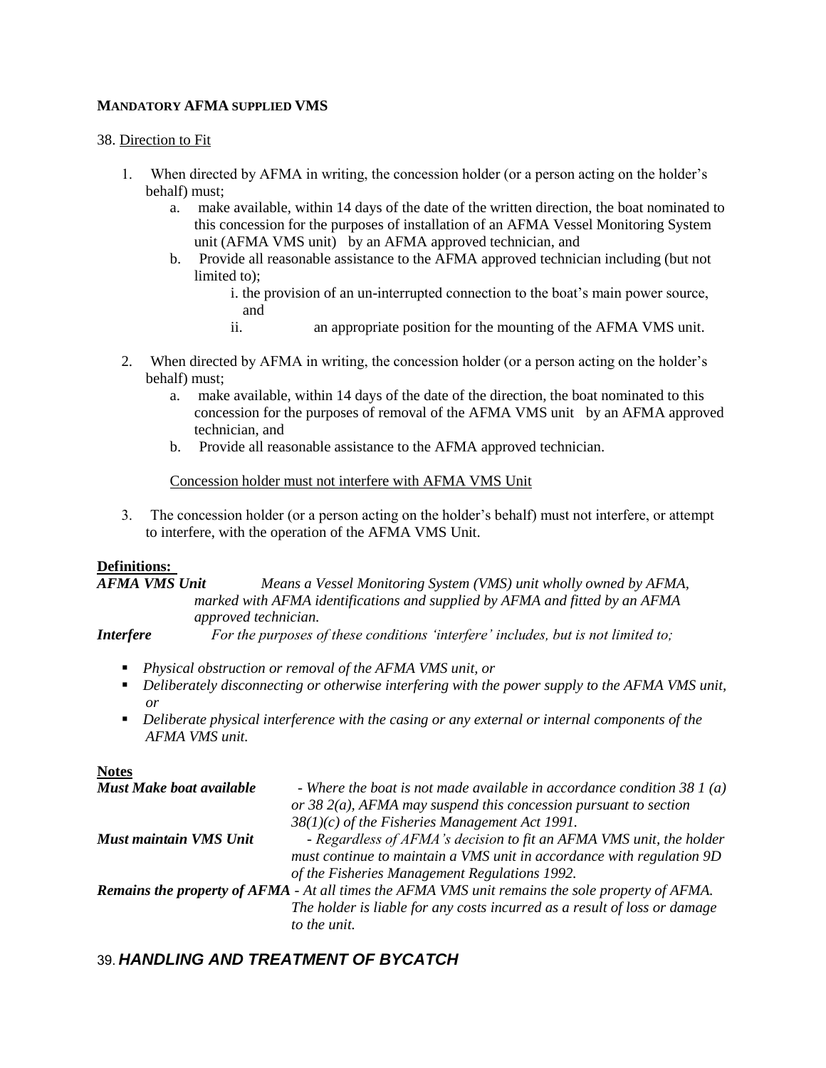**MANDATORY AFMA SUPPLIED VMS**

38. Direction to Fit

1. When directed by AFMA in writing, the concession holder (or a person acting on the holder's behalf) must;
   a. make available, within 14 days of the date of the written direction, the boat nominated to this concession for the purposes of installation of an AFMA Vessel Monitoring System unit (AFMA VMS unit) by an AFMA approved technician, and
   b. Provide all reasonable assistance to the AFMA approved technician including (but not limited to);
      i. the provision of an un-interrupted connection to the boat's main power source, and
      ii. an appropriate position for the mounting of the AFMA VMS unit.

2. When directed by AFMA in writing, the concession holder (or a person acting on the holder's behalf) must;
   a. make available, within 14 days of the date of the direction, the boat nominated to this concession for the purposes of removal of the AFMA VMS unit by an AFMA approved technician, and
   b. Provide all reasonable assistance to the AFMA approved technician.

Concession holder must not interfere with AFMA VMS Unit

3. The concession holder (or a person acting on the holder's behalf) must not interfere, or attempt to interfere, with the operation of the AFMA VMS Unit.

**Definitions:**

***AFMA VMS Unit*** *Means a Vessel Monitoring System (VMS) unit wholly owned by AFMA, marked with AFMA identifications and supplied by AFMA and fitted by an AFMA approved technician.*

***Interfere*** *For the purposes of these conditions 'interfere' includes, but is not limited to;*

- *Physical obstruction or removal of the AFMA VMS unit, or*
- *Deliberately disconnecting or otherwise interfering with the power supply to the AFMA VMS unit, or*
- *Deliberate physical interference with the casing or any external or internal components of the AFMA VMS unit.*

**Notes**

***Must Make boat available*** *- Where the boat is not made available in accordance condition 38 1 (a) or 38 2(a), AFMA may suspend this concession pursuant to section 38(1)(c) of the Fisheries Management Act 1991.*

***Must maintain VMS Unit*** *- Regardless of AFMA's decision to fit an AFMA VMS unit, the holder must continue to maintain a VMS unit in accordance with regulation 9D of the Fisheries Management Regulations 1992.*

***Remains the property of AFMA*** *- At all times the AFMA VMS unit remains the sole property of AFMA. The holder is liable for any costs incurred as a result of loss or damage to the unit.*

## 39. ***HANDLING AND TREATMENT OF BYCATCH***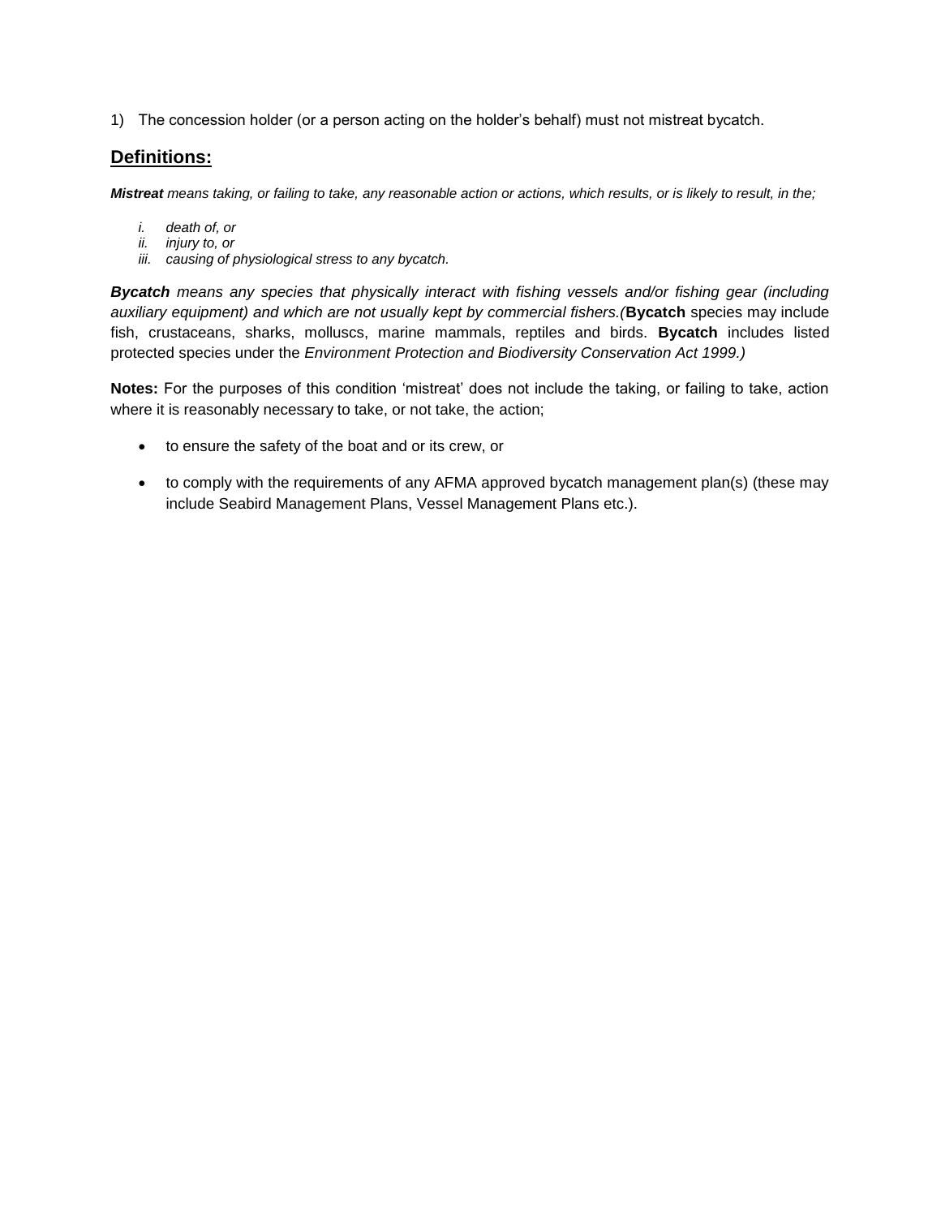1) The concession holder (or a person acting on the holder's behalf) must not mistreat bycatch.

## Definitions:

***Mistreat*** *means taking, or failing to take, any reasonable action or actions, which results, or is likely to result, in the;*

*i. death of, or*
*ii. injury to, or*
*iii. causing of physiological stress to any bycatch.*

***Bycatch*** *means any species that physically interact with fishing vessels and/or fishing gear (including auxiliary equipment) and which are not usually kept by commercial fishers.(***Bycatch** species may include fish, crustaceans, sharks, molluscs, marine mammals, reptiles and birds. **Bycatch** includes listed protected species under the *Environment Protection and Biodiversity Conservation Act 1999.)*

**Notes:** For the purposes of this condition 'mistreat' does not include the taking, or failing to take, action where it is reasonably necessary to take, or not take, the action;

- to ensure the safety of the boat and or its crew, or
- to comply with the requirements of any AFMA approved bycatch management plan(s) (these may include Seabird Management Plans, Vessel Management Plans etc.).